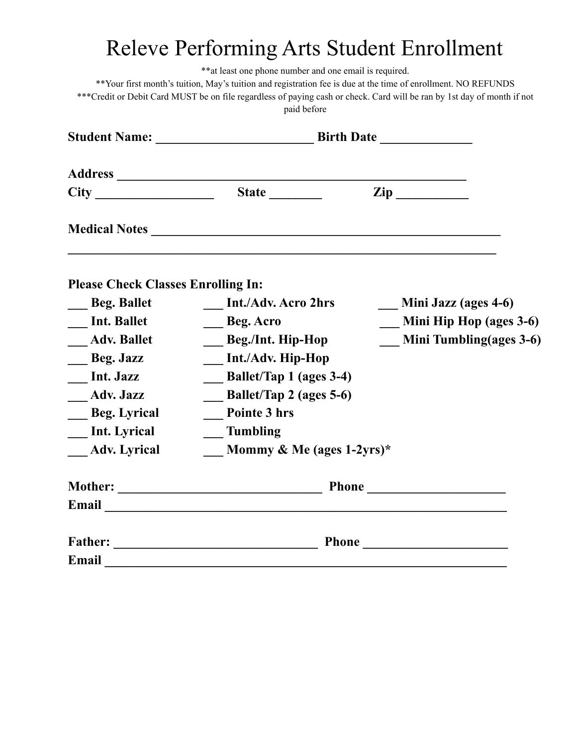# Releve Performing Arts Student Enrollment

**at least one phone number and one email is required.

**Your first month's tuition, May's tuition and registration fee is due at the time of enrollment. NO REFUNDS

***Credit or Debit Card MUST be on file regardless of paying cash or check. Card will be ran by 1st day of month if not paid before

**Student Name:** ________________________ **Birth Date** ______________

**Address** ______________________________________________________

**City** __________________ **State** ________ **Zip** ___________

**Medical Notes** ________________________________________________

__________________________________________________________________

**Please Check Classes Enrolling In:**

___ **Beg. Ballet**
___ **Int. Ballet**
___ **Adv. Ballet**
___ **Beg. Jazz**
___ **Int. Jazz**
___ **Adv. Jazz**
___ **Beg. Lyrical**
___ **Int. Lyrical**
___ **Adv. Lyrical**

___ **Int./Adv. Acro 2hrs**
___ **Beg. Acro**
___ **Beg./Int. Hip-Hop**
___ **Int./Adv. Hip-Hop**
___ **Ballet/Tap 1 (ages 3-4)**
___ **Ballet/Tap 2 (ages 5-6)**
___ **Pointe 3 hrs**
___ **Tumbling**
___ **Mommy & Me (ages 1-2yrs)***

___ **Mini Jazz (ages 4-6)**
___ **Mini Hip Hop (ages 3-6)**
___ **Mini Tumbling(ages 3-6)**

**Mother:** _______________________________ **Phone** _____________________

**Email** ______________________________________________________________

**Father:** _______________________________ **Phone** ______________________

**Email** ______________________________________________________________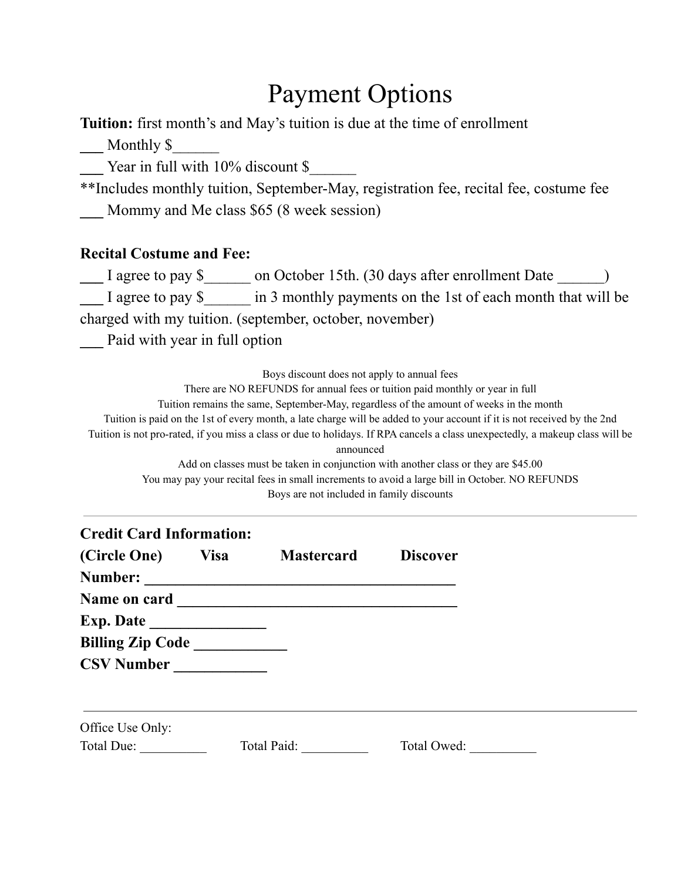# Payment Options

**Tuition:** first month's and May's tuition is due at the time of enrollment

___ Monthly $______

___ Year in full with 10% discount $______

**Includes monthly tuition, September-May, registration fee, recital fee, costume fee

___ Mommy and Me class $65 (8 week session)

**Recital Costume and Fee:**

___ I agree to pay $______ on October 15th. (30 days after enrollment Date ______)

___ I agree to pay $______ in 3 monthly payments on the 1st of each month that will be charged with my tuition. (september, october, november)

___ Paid with year in full option

Boys discount does not apply to annual fees
There are NO REFUNDS for annual fees or tuition paid monthly or year in full
Tuition remains the same, September-May, regardless of the amount of weeks in the month
Tuition is paid on the 1st of every month, a late charge will be added to your account if it is not received by the 2nd
Tuition is not pro-rated, if you miss a class or due to holidays. If RPA cancels a class unexpectedly, a makeup class will be announced
Add on classes must be taken in conjunction with another class or they are $45.00
You may pay your recital fees in small increments to avoid a large bill in October. NO REFUNDS
Boys are not included in family discounts

---

**Credit Card Information:**

**(Circle One) Visa Mastercard Discover**

**Number: ________________________________________**

**Name on card ____________________________________**

**Exp. Date _______________**

**Billing Zip Code ____________**

**CSV Number ____________**

---

Office Use Only:

Total Due: __________ Total Paid: __________ Total Owed: __________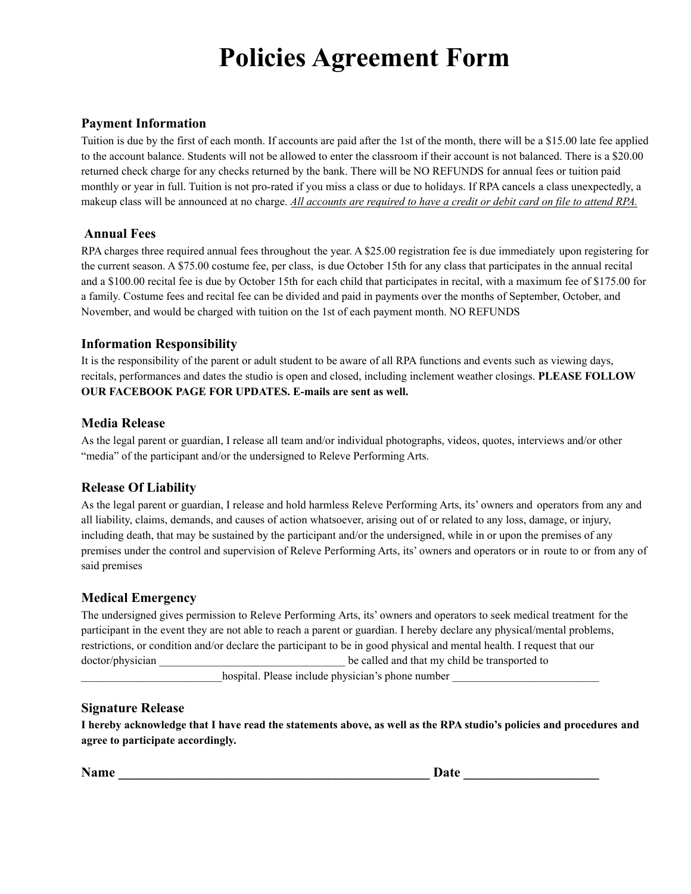# Policies Agreement Form

## Payment Information

Tuition is due by the first of each month. If accounts are paid after the 1st of the month, there will be a $15.00 late fee applied to the account balance. Students will not be allowed to enter the classroom if their account is not balanced. There is a $20.00 returned check charge for any checks returned by the bank. There will be NO REFUNDS for annual fees or tuition paid monthly or year in full. Tuition is not pro-rated if you miss a class or due to holidays. If RPA cancels a class unexpectedly, a makeup class will be announced at no charge. *All accounts are required to have a credit or debit card on file to attend RPA.*

## Annual Fees

RPA charges three required annual fees throughout the year. A $25.00 registration fee is due immediately upon registering for the current season. A $75.00 costume fee, per class, is due October 15th for any class that participates in the annual recital and a $100.00 recital fee is due by October 15th for each child that participates in recital, with a maximum fee of $175.00 for a family. Costume fees and recital fee can be divided and paid in payments over the months of September, October, and November, and would be charged with tuition on the 1st of each payment month. NO REFUNDS

## Information Responsibility

It is the responsibility of the parent or adult student to be aware of all RPA functions and events such as viewing days, recitals, performances and dates the studio is open and closed, including inclement weather closings. **PLEASE FOLLOW OUR FACEBOOK PAGE FOR UPDATES. E-mails are sent as well.**

## Media Release

As the legal parent or guardian, I release all team and/or individual photographs, videos, quotes, interviews and/or other "media" of the participant and/or the undersigned to Releve Performing Arts.

## Release Of Liability

As the legal parent or guardian, I release and hold harmless Releve Performing Arts, its' owners and operators from any and all liability, claims, demands, and causes of action whatsoever, arising out of or related to any loss, damage, or injury, including death, that may be sustained by the participant and/or the undersigned, while in or upon the premises of any premises under the control and supervision of Releve Performing Arts, its' owners and operators or in route to or from any of said premises

## Medical Emergency

The undersigned gives permission to Releve Performing Arts, its' owners and operators to seek medical treatment for the participant in the event they are not able to reach a parent or guardian. I hereby declare any physical/mental problems, restrictions, or condition and/or declare the participant to be in good physical and mental health. I request that our doctor/physician ________________________________ be called and that my child be transported to ________________________hospital. Please include physician's phone number _________________________

## Signature Release

**I hereby acknowledge that I have read the statements above, as well as the RPA studio's policies and procedures and agree to participate accordingly.**

**Name _______________________________________________ Date ____________________**